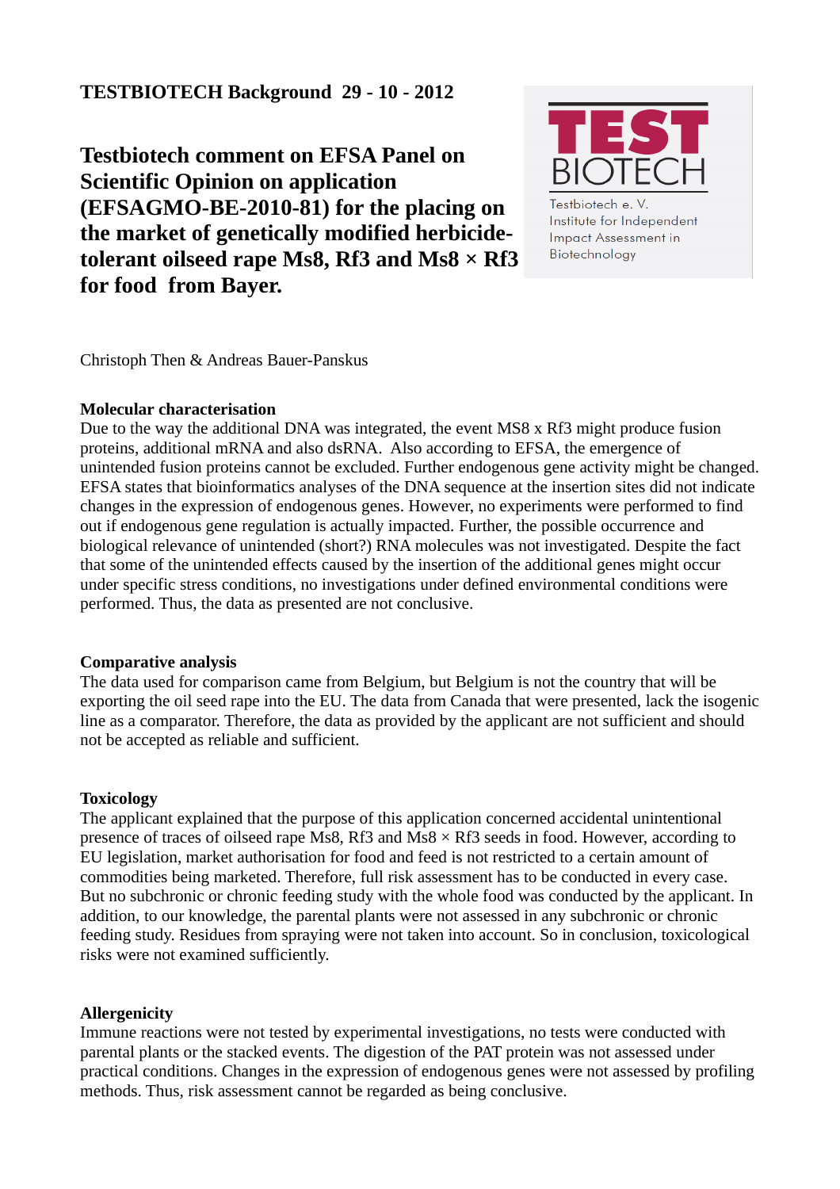**TESTBIOTECH Background 29 - 10 - 2012**

# Testbiotech comment on EFSA Panel on Scientific Opinion on application (EFSAGMO-BE-2010-81) for the placing on the market of genetically modified herbicide-tolerant oilseed rape Ms8, Rf3 and Ms8 × Rf3 for food from Bayer.

TEST BIOTECH

Testbiotech e. V.
Institute for Independent Impact Assessment in Biotechnology

Christoph Then & Andreas Bauer-Panskus

**Molecular characterisation**

Due to the way the additional DNA was integrated, the event MS8 x Rf3 might produce fusion proteins, additional mRNA and also dsRNA. Also according to EFSA, the emergence of unintended fusion proteins cannot be excluded. Further endogenous gene activity might be changed. EFSA states that bioinformatics analyses of the DNA sequence at the insertion sites did not indicate changes in the expression of endogenous genes. However, no experiments were performed to find out if endogenous gene regulation is actually impacted. Further, the possible occurrence and biological relevance of unintended (short?) RNA molecules was not investigated. Despite the fact that some of the unintended effects caused by the insertion of the additional genes might occur under specific stress conditions, no investigations under defined environmental conditions were performed. Thus, the data as presented are not conclusive.

**Comparative analysis**

The data used for comparison came from Belgium, but Belgium is not the country that will be exporting the oil seed rape into the EU. The data from Canada that were presented, lack the isogenic line as a comparator. Therefore, the data as provided by the applicant are not sufficient and should not be accepted as reliable and sufficient.

**Toxicology**

The applicant explained that the purpose of this application concerned accidental unintentional presence of traces of oilseed rape Ms8, Rf3 and Ms8 × Rf3 seeds in food. However, according to EU legislation, market authorisation for food and feed is not restricted to a certain amount of commodities being marketed. Therefore, full risk assessment has to be conducted in every case. But no subchronic or chronic feeding study with the whole food was conducted by the applicant. In addition, to our knowledge, the parental plants were not assessed in any subchronic or chronic feeding study. Residues from spraying were not taken into account. So in conclusion, toxicological risks were not examined sufficiently.

**Allergenicity**

Immune reactions were not tested by experimental investigations, no tests were conducted with parental plants or the stacked events. The digestion of the PAT protein was not assessed under practical conditions. Changes in the expression of endogenous genes were not assessed by profiling methods. Thus, risk assessment cannot be regarded as being conclusive.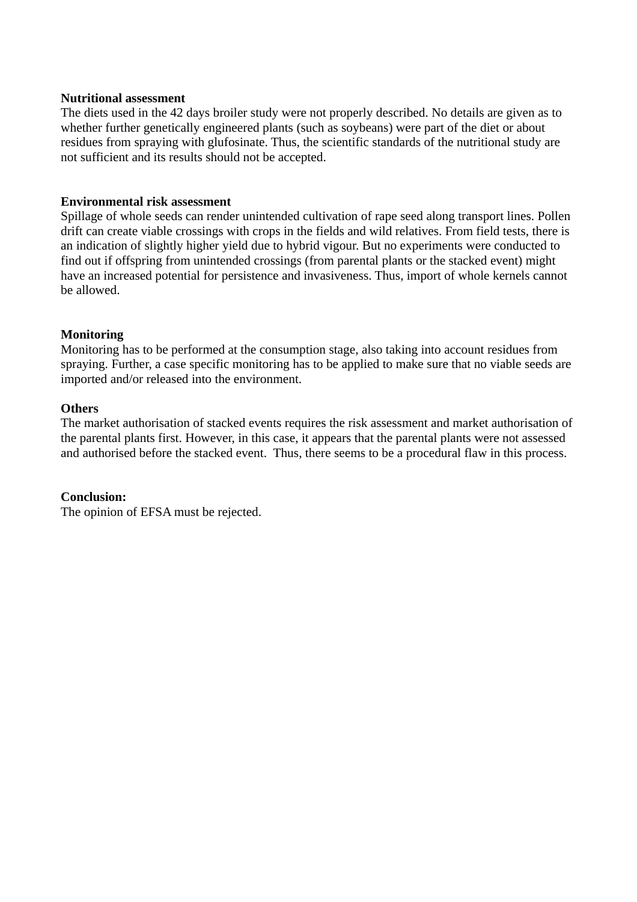**Nutritional assessment**

The diets used in the 42 days broiler study were not properly described. No details are given as to whether further genetically engineered plants (such as soybeans) were part of the diet or about residues from spraying with glufosinate. Thus, the scientific standards of the nutritional study are not sufficient and its results should not be accepted.

**Environmental risk assessment**

Spillage of whole seeds can render unintended cultivation of rape seed along transport lines. Pollen drift can create viable crossings with crops in the fields and wild relatives. From field tests, there is an indication of slightly higher yield due to hybrid vigour. But no experiments were conducted to find out if offspring from unintended crossings (from parental plants or the stacked event) might have an increased potential for persistence and invasiveness. Thus, import of whole kernels cannot be allowed.

**Monitoring**

Monitoring has to be performed at the consumption stage, also taking into account residues from spraying. Further, a case specific monitoring has to be applied to make sure that no viable seeds are imported and/or released into the environment.

**Others**

The market authorisation of stacked events requires the risk assessment and market authorisation of the parental plants first. However, in this case, it appears that the parental plants were not assessed and authorised before the stacked event. Thus, there seems to be a procedural flaw in this process.

**Conclusion:**

The opinion of EFSA must be rejected.